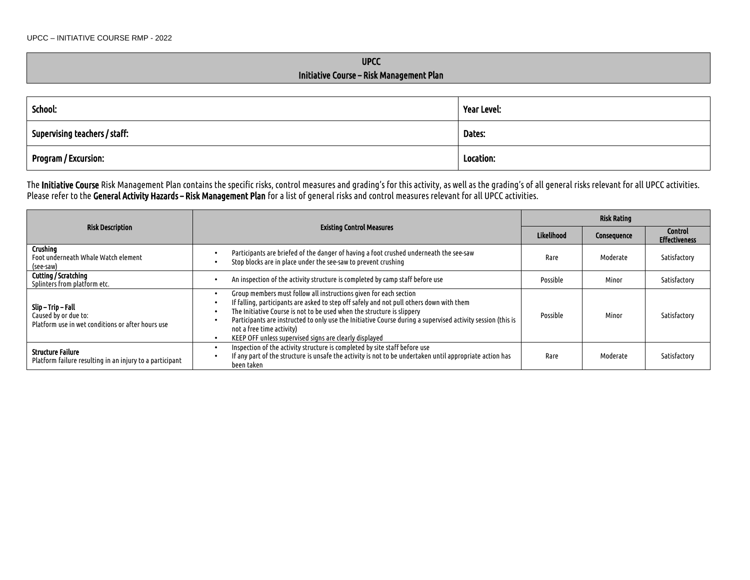# UPCC
## Initiative Course – Risk Management Plan

| | |
|---|---|
| **School:** | **Year Level:** |
| **Supervising teachers / staff:** | **Dates:** |
| **Program / Excursion:** | **Location:** |

The **Initiative Course** Risk Management Plan contains the specific risks, control measures and grading's for this activity, as well as the grading's of all general risks relevant for all UPCC activities. Please refer to the **General Activity Hazards – Risk Management Plan** for a list of general risks and control measures relevant for all UPCC activities.

| Risk Description | Existing Control Measures | Risk Rating | | |
|---|---|---|---|---|
| | | **Likelihood** | **Consequence** | **Control Effectiveness** |
| **Crushing**<br>Foot underneath Whale Watch element (see-saw) | • Participants are briefed of the danger of having a foot crushed underneath the see-saw<br>• Stop blocks are in place under the see-saw to prevent crushing | Rare | Moderate | Satisfactory |
| **Cutting / Scratching**<br>Splinters from platform etc. | • An inspection of the activity structure is completed by camp staff before use | Possible | Minor | Satisfactory |
| **Slip – Trip – Fall**<br>Caused by or due to:<br>Platform use in wet conditions or after hours use | • Group members must follow all instructions given for each section<br>• If falling, participants are asked to step off safely and not pull others down with them<br>• The Initiative Course is not to be used when the structure is slippery<br>• Participants are instructed to only use the Initiative Course during a supervised activity session (this is not a free time activity)<br>• KEEP OFF unless supervised signs are clearly displayed | Possible | Minor | Satisfactory |
| **Structure Failure**<br>Platform failure resulting in an injury to a participant | • Inspection of the activity structure is completed by site staff before use<br>• If any part of the structure is unsafe the activity is not to be undertaken until appropriate action has been taken | Rare | Moderate | Satisfactory |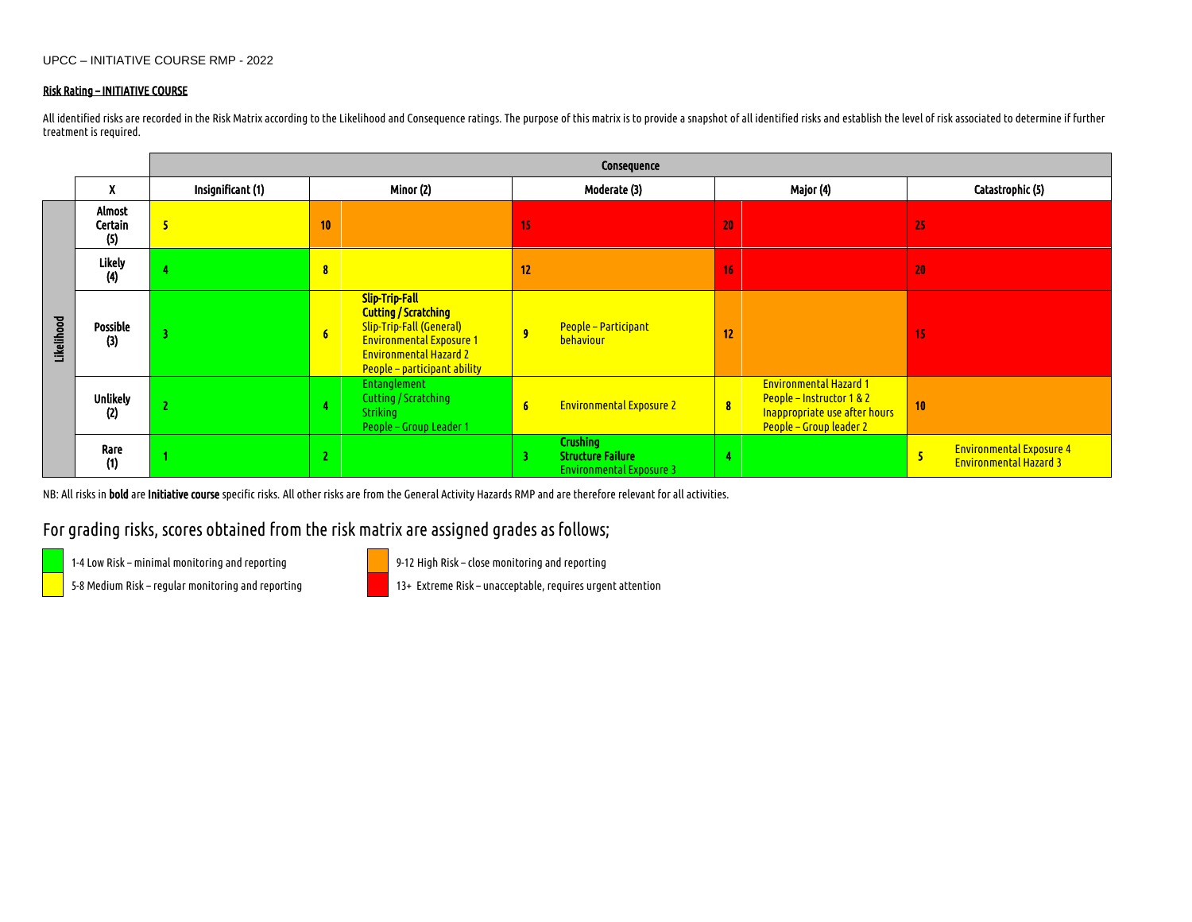UPCC – INITIATIVE COURSE RMP - 2022

**Risk Rating – INITIATIVE COURSE**

All identified risks are recorded in the Risk Matrix according to the Likelihood and Consequence ratings. The purpose of this matrix is to provide a snapshot of all identified risks and establish the level of risk associated to determine if further treatment is required.

| | | Consequence | | | | | | | | | |
|---|---|---|---|---|---|---|---|---|---|---|---|
| | **X** | **Insignificant (1)** | | **Minor (2)** | | **Moderate (3)** | | **Major (4)** | | **Catastrophic (5)** | |
| **Likelihood** | **Almost Certain (5)** | 5 | | 10 | | 15 | | 20 | | 25 | |
| | **Likely (4)** | 4 | | 8 | | 12 | | 16 | | 20 | |
| | **Possible (3)** | 3 | | 6 | **Slip-Trip-Fall**<br>**Cutting / Scratching**<br>Slip-Trip-Fall (General)<br>Environmental Exposure 1<br>Environmental Hazard 2<br>People – participant ability | 9 | People – Participant behaviour | 12 | | 15 | |
| | **Unlikely (2)** | 2 | | 4 | Entanglement<br>Cutting / Scratching<br>Striking<br>People – Group Leader 1 | 6 | Environmental Exposure 2 | 8 | Environmental Hazard 1<br>People – Instructor 1 & 2<br>Inappropriate use after hours<br>People – Group leader 2 | 10 | |
| | **Rare (1)** | 1 | | 2 | | 3 | **Crushing**<br>**Structure Failure**<br>Environmental Exposure 3 | 4 | | 5 | Environmental Exposure 4<br>Environmental Hazard 3 |

NB: All risks in **bold** are **Initiative course** specific risks. All other risks are from the General Activity Hazards RMP and are therefore relevant for all activities.

For grading risks, scores obtained from the risk matrix are assigned grades as follows;

- 1-4 Low Risk – minimal monitoring and reporting
- 5-8 Medium Risk – regular monitoring and reporting
- 9-12 High Risk – close monitoring and reporting
- 13+ Extreme Risk – unacceptable, requires urgent attention